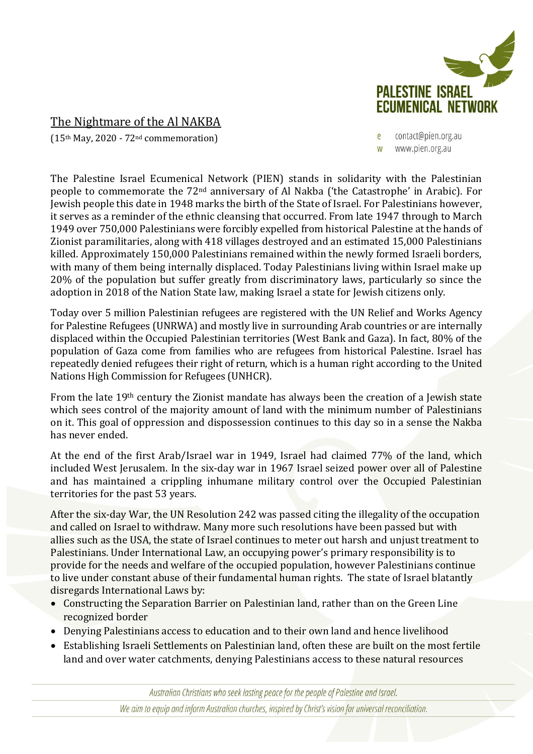# The Nightmare of the Al NAKBA

(15th May, 2020 - 72nd commemoration)

PALESTINE ISRAEL ECUMENICAL NETWORK

e contact@pien.org.au
w www.pien.org.au

The Palestine Israel Ecumenical Network (PIEN) stands in solidarity with the Palestinian people to commemorate the 72nd anniversary of Al Nakba ('the Catastrophe' in Arabic). For Jewish people this date in 1948 marks the birth of the State of Israel. For Palestinians however, it serves as a reminder of the ethnic cleansing that occurred. From late 1947 through to March 1949 over 750,000 Palestinians were forcibly expelled from historical Palestine at the hands of Zionist paramilitaries, along with 418 villages destroyed and an estimated 15,000 Palestinians killed. Approximately 150,000 Palestinians remained within the newly formed Israeli borders, with many of them being internally displaced. Today Palestinians living within Israel make up 20% of the population but suffer greatly from discriminatory laws, particularly so since the adoption in 2018 of the Nation State law, making Israel a state for Jewish citizens only.

Today over 5 million Palestinian refugees are registered with the UN Relief and Works Agency for Palestine Refugees (UNRWA) and mostly live in surrounding Arab countries or are internally displaced within the Occupied Palestinian territories (West Bank and Gaza). In fact, 80% of the population of Gaza come from families who are refugees from historical Palestine. Israel has repeatedly denied refugees their right of return, which is a human right according to the United Nations High Commission for Refugees (UNHCR).

From the late 19th century the Zionist mandate has always been the creation of a Jewish state which sees control of the majority amount of land with the minimum number of Palestinians on it. This goal of oppression and dispossession continues to this day so in a sense the Nakba has never ended.

At the end of the first Arab/Israel war in 1949, Israel had claimed 77% of the land, which included West Jerusalem. In the six-day war in 1967 Israel seized power over all of Palestine and has maintained a crippling inhumane military control over the Occupied Palestinian territories for the past 53 years.

After the six-day War, the UN Resolution 242 was passed citing the illegality of the occupation and called on Israel to withdraw. Many more such resolutions have been passed but with allies such as the USA, the state of Israel continues to meter out harsh and unjust treatment to Palestinians. Under International Law, an occupying power's primary responsibility is to provide for the needs and welfare of the occupied population, however Palestinians continue to live under constant abuse of their fundamental human rights. The state of Israel blatantly disregards International Laws by:

- Constructing the Separation Barrier on Palestinian land, rather than on the Green Line recognized border
- Denying Palestinians access to education and to their own land and hence livelihood
- Establishing Israeli Settlements on Palestinian land, often these are built on the most fertile land and over water catchments, denying Palestinians access to these natural resources

*Australian Christians who seek lasting peace for the people of Palestine and Israel.*

*We aim to equip and inform Australian churches, inspired by Christ's vision for universal reconciliation.*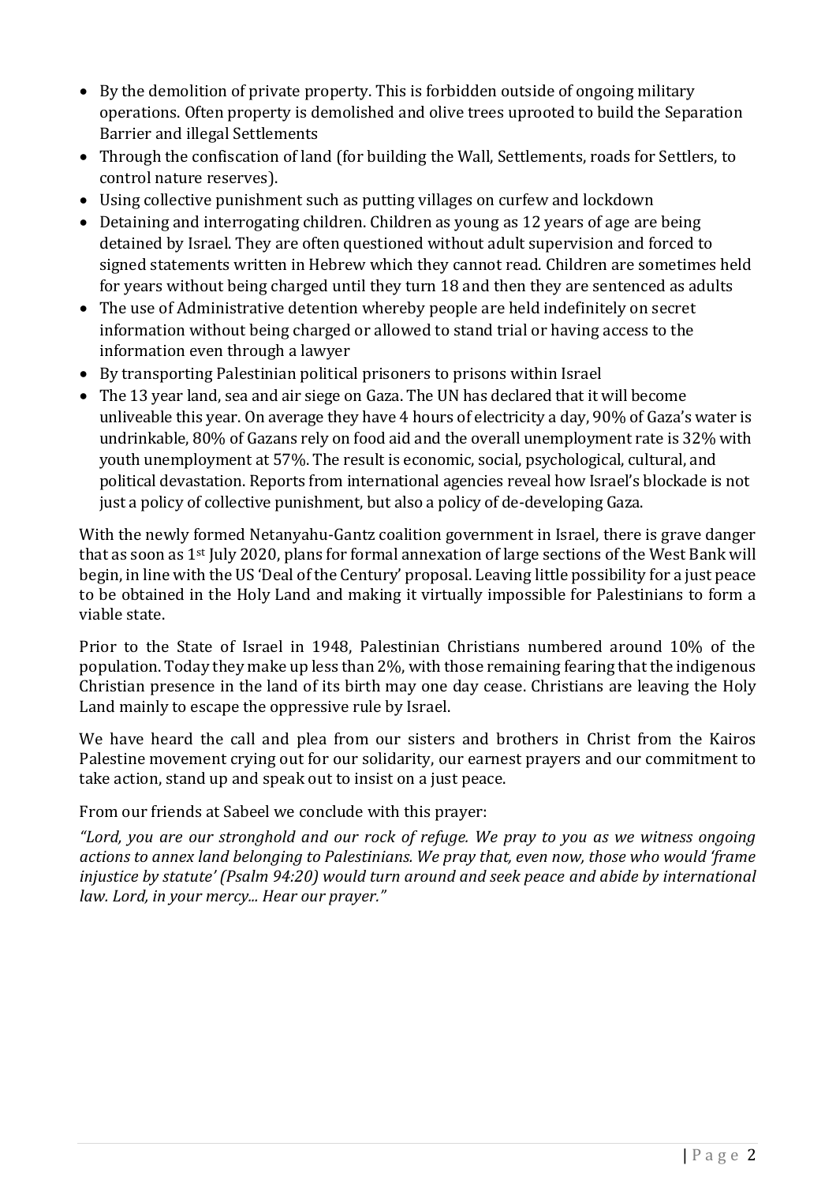- By the demolition of private property. This is forbidden outside of ongoing military operations. Often property is demolished and olive trees uprooted to build the Separation Barrier and illegal Settlements
- Through the confiscation of land (for building the Wall, Settlements, roads for Settlers, to control nature reserves).
- Using collective punishment such as putting villages on curfew and lockdown
- Detaining and interrogating children. Children as young as 12 years of age are being detained by Israel. They are often questioned without adult supervision and forced to signed statements written in Hebrew which they cannot read. Children are sometimes held for years without being charged until they turn 18 and then they are sentenced as adults
- The use of Administrative detention whereby people are held indefinitely on secret information without being charged or allowed to stand trial or having access to the information even through a lawyer
- By transporting Palestinian political prisoners to prisons within Israel
- The 13 year land, sea and air siege on Gaza. The UN has declared that it will become unliveable this year. On average they have 4 hours of electricity a day, 90% of Gaza's water is undrinkable, 80% of Gazans rely on food aid and the overall unemployment rate is 32% with youth unemployment at 57%. The result is economic, social, psychological, cultural, and political devastation. Reports from international agencies reveal how Israel's blockade is not just a policy of collective punishment, but also a policy of de-developing Gaza.

With the newly formed Netanyahu-Gantz coalition government in Israel, there is grave danger that as soon as 1st July 2020, plans for formal annexation of large sections of the West Bank will begin, in line with the US 'Deal of the Century' proposal. Leaving little possibility for a just peace to be obtained in the Holy Land and making it virtually impossible for Palestinians to form a viable state.

Prior to the State of Israel in 1948, Palestinian Christians numbered around 10% of the population. Today they make up less than 2%, with those remaining fearing that the indigenous Christian presence in the land of its birth may one day cease. Christians are leaving the Holy Land mainly to escape the oppressive rule by Israel.

We have heard the call and plea from our sisters and brothers in Christ from the Kairos Palestine movement crying out for our solidarity, our earnest prayers and our commitment to take action, stand up and speak out to insist on a just peace.

From our friends at Sabeel we conclude with this prayer:

*"Lord, you are our stronghold and our rock of refuge. We pray to you as we witness ongoing actions to annex land belonging to Palestinians. We pray that, even now, those who would 'frame injustice by statute' (Psalm 94:20) would turn around and seek peace and abide by international law. Lord, in your mercy... Hear our prayer."*